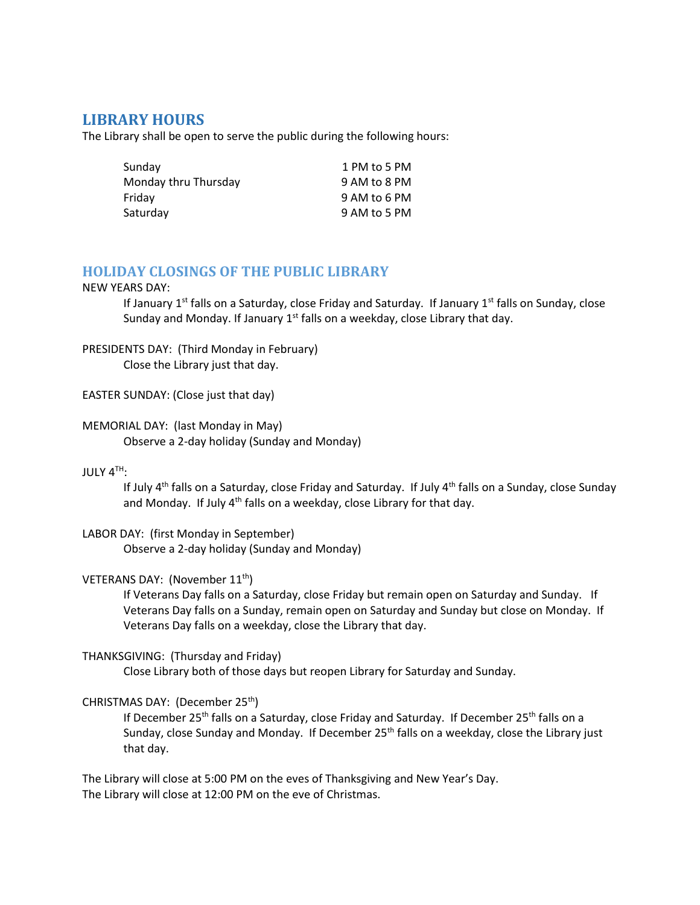## LIBRARY HOURS

The Library shall be open to serve the public during the following hours:

| | |
|---|---|
| Sunday | 1 PM to 5 PM |
| Monday thru Thursday | 9 AM to 8 PM |
| Friday | 9 AM to 6 PM |
| Saturday | 9 AM to 5 PM |

### HOLIDAY CLOSINGS OF THE PUBLIC LIBRARY

NEW YEARS DAY:

If January 1st falls on a Saturday, close Friday and Saturday. If January 1st falls on Sunday, close Sunday and Monday. If January 1st falls on a weekday, close Library that day.

PRESIDENTS DAY: (Third Monday in February)

Close the Library just that day.

EASTER SUNDAY: (Close just that day)

MEMORIAL DAY: (last Monday in May)

Observe a 2-day holiday (Sunday and Monday)

JULY 4TH:

If July 4th falls on a Saturday, close Friday and Saturday. If July 4th falls on a Sunday, close Sunday and Monday. If July 4th falls on a weekday, close Library for that day.

LABOR DAY: (first Monday in September)

Observe a 2-day holiday (Sunday and Monday)

VETERANS DAY: (November 11th)

If Veterans Day falls on a Saturday, close Friday but remain open on Saturday and Sunday. If Veterans Day falls on a Sunday, remain open on Saturday and Sunday but close on Monday. If Veterans Day falls on a weekday, close the Library that day.

THANKSGIVING: (Thursday and Friday)

Close Library both of those days but reopen Library for Saturday and Sunday.

CHRISTMAS DAY: (December 25th)

If December 25th falls on a Saturday, close Friday and Saturday. If December 25th falls on a Sunday, close Sunday and Monday. If December 25th falls on a weekday, close the Library just that day.

The Library will close at 5:00 PM on the eves of Thanksgiving and New Year's Day.
The Library will close at 12:00 PM on the eve of Christmas.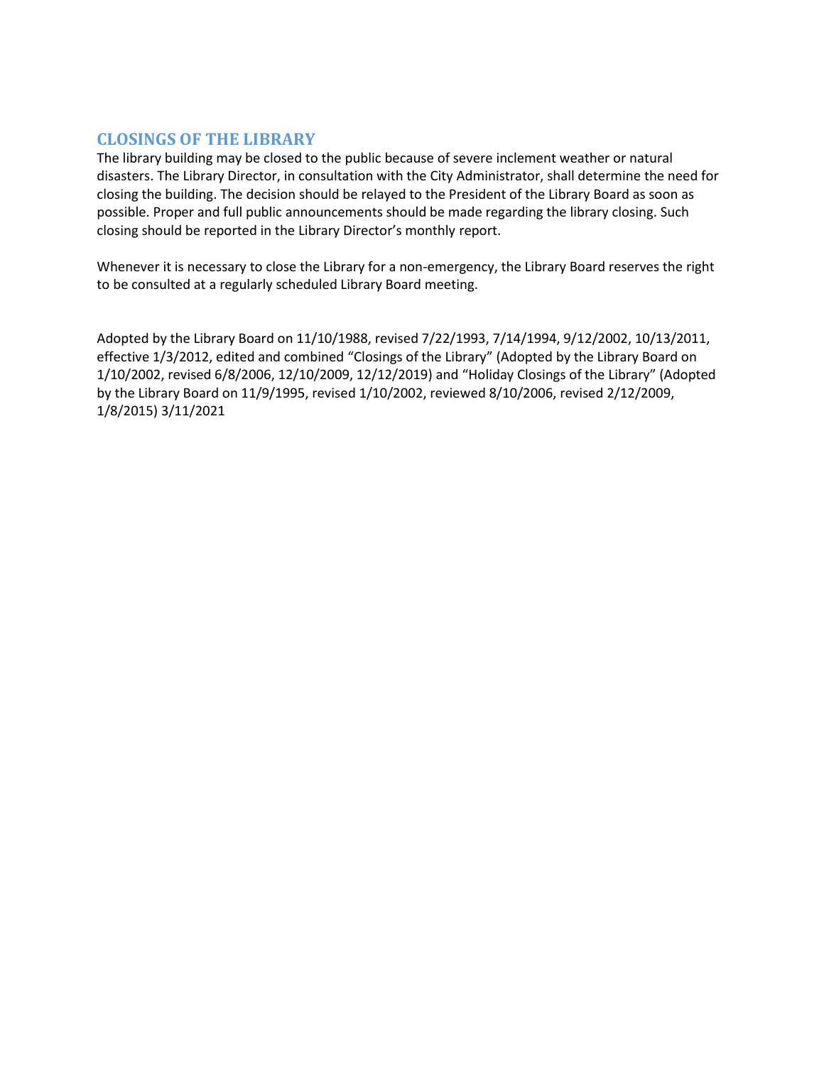## CLOSINGS OF THE LIBRARY

The library building may be closed to the public because of severe inclement weather or natural disasters. The Library Director, in consultation with the City Administrator, shall determine the need for closing the building. The decision should be relayed to the President of the Library Board as soon as possible. Proper and full public announcements should be made regarding the library closing. Such closing should be reported in the Library Director's monthly report.

Whenever it is necessary to close the Library for a non-emergency, the Library Board reserves the right to be consulted at a regularly scheduled Library Board meeting.

Adopted by the Library Board on 11/10/1988, revised 7/22/1993, 7/14/1994, 9/12/2002, 10/13/2011, effective 1/3/2012, edited and combined "Closings of the Library" (Adopted by the Library Board on 1/10/2002, revised 6/8/2006, 12/10/2009, 12/12/2019) and "Holiday Closings of the Library" (Adopted by the Library Board on 11/9/1995, revised 1/10/2002, reviewed 8/10/2006, revised 2/12/2009, 1/8/2015) 3/11/2021